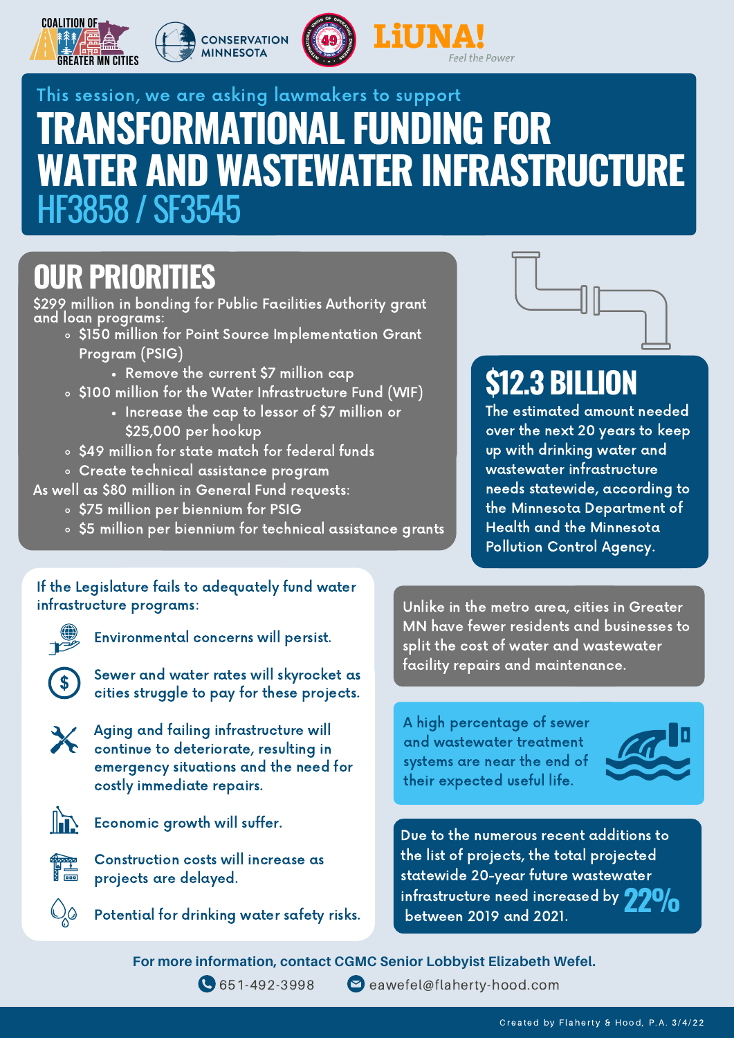COALITION OF GREATER MN CITIES | CONSERVATION MINNESOTA | LiUNA! Feel the Power

This session, we are asking lawmakers to support

# TRANSFORMATIONAL FUNDING FOR WATER AND WASTEWATER INFRASTRUCTURE

## HF3858 / SF3545

## OUR PRIORITIES

$299 million in bonding for Public Facilities Authority grant and loan programs:

- $150 million for Point Source Implementation Grant Program (PSIG)
  - Remove the current $7 million cap
- $100 million for the Water Infrastructure Fund (WIF)
  - Increase the cap to lessor of $7 million or $25,000 per hookup
- $49 million for state match for federal funds
- Create technical assistance program

As well as $80 million in General Fund requests:

- $75 million per biennium for PSIG
- $5 million per biennium for technical assistance grants

## $12.3 BILLION

The estimated amount needed over the next 20 years to keep up with drinking water and wastewater infrastructure needs statewide, according to the Minnesota Department of Health and the Minnesota Pollution Control Agency.

If the Legislature fails to adequately fund water infrastructure programs:

- Environmental concerns will persist.
- Sewer and water rates will skyrocket as cities struggle to pay for these projects.
- Aging and failing infrastructure will continue to deteriorate, resulting in emergency situations and the need for costly immediate repairs.
- Economic growth will suffer.
- Construction costs will increase as projects are delayed.
- Potential for drinking water safety risks.

Unlike in the metro area, cities in Greater MN have fewer residents and businesses to split the cost of water and wastewater facility repairs and maintenance.

A high percentage of sewer and wastewater treatment systems are near the end of their expected useful life.

Due to the numerous recent additions to the list of projects, the total projected statewide 20-year future wastewater infrastructure need increased by **22%** between 2019 and 2021.

**For more information, contact CGMC Senior Lobbyist Elizabeth Wefel.**

651-492-3998 eawefel@flaherty-hood.com

Created by Flaherty & Hood, P.A. 3/4/22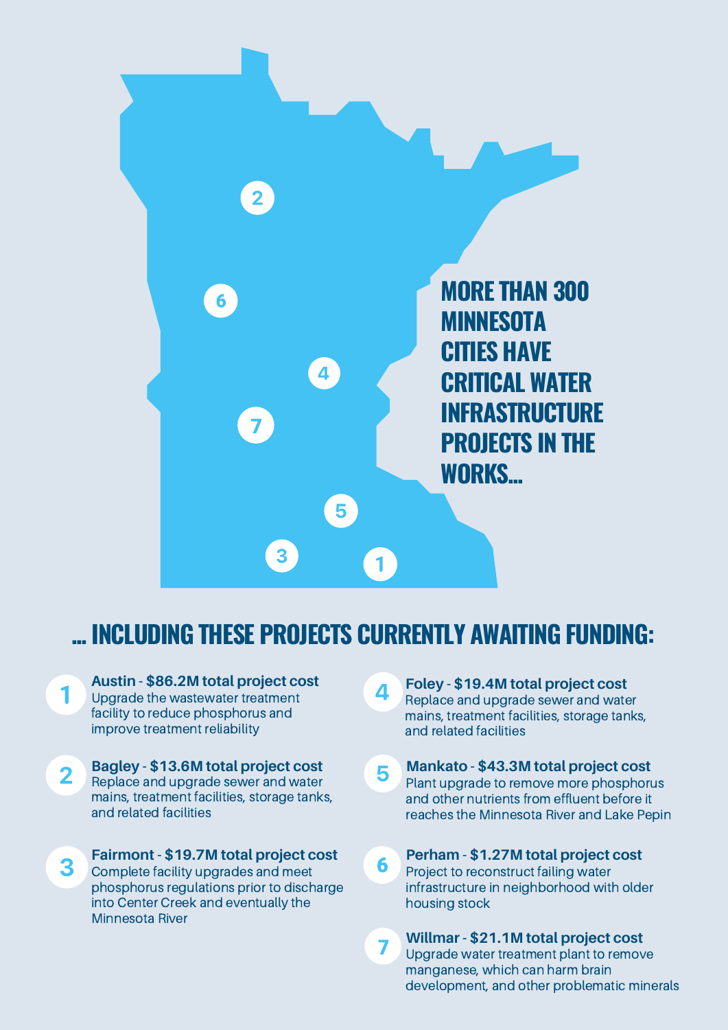## MORE THAN 300 MINNESOTA CITIES HAVE CRITICAL WATER INFRASTRUCTURE PROJECTS IN THE WORKS...

## ... INCLUDING THESE PROJECTS CURRENTLY AWAITING FUNDING:

1. **Austin - $86.2M total project cost**
   Upgrade the wastewater treatment facility to reduce phosphorus and improve treatment reliability

2. **Bagley - $13.6M total project cost**
   Replace and upgrade sewer and water mains, treatment facilities, storage tanks, and related facilities

3. **Fairmont - $19.7M total project cost**
   Complete facility upgrades and meet phosphorus regulations prior to discharge into Center Creek and eventually the Minnesota River

4. **Foley - $19.4M total project cost**
   Replace and upgrade sewer and water mains, treatment facilities, storage tanks, and related facilities

5. **Mankato - $43.3M total project cost**
   Plant upgrade to remove more phosphorus and other nutrients from effluent before it reaches the Minnesota River and Lake Pepin

6. **Perham - $1.27M total project cost**
   Project to reconstruct failing water infrastructure in neighborhood with older housing stock

7. **Willmar - $21.1M total project cost**
   Upgrade water treatment plant to remove manganese, which can harm brain development, and other problematic minerals